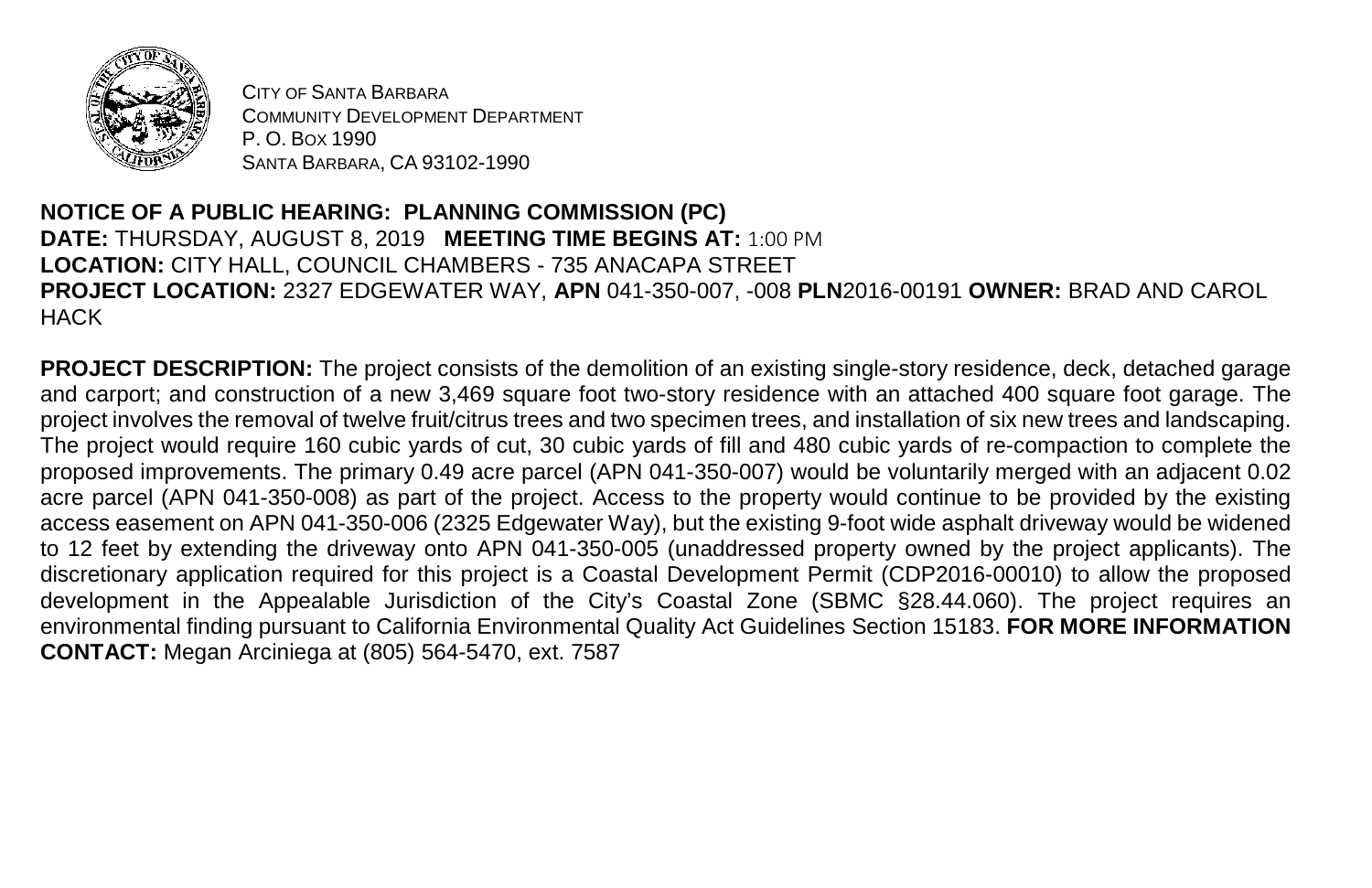CITY OF SANTA BARBARA
COMMUNITY DEVELOPMENT DEPARTMENT
P. O. BOX 1990
SANTA BARBARA, CA 93102-1990

**NOTICE OF A PUBLIC HEARING: PLANNING COMMISSION (PC)**
**DATE:** THURSDAY, AUGUST 8, 2019 **MEETING TIME BEGINS AT:** 1:00 PM
**LOCATION:** CITY HALL, COUNCIL CHAMBERS - 735 ANACAPA STREET
**PROJECT LOCATION:** 2327 EDGEWATER WAY, **APN** 041-350-007, -008 **PLN**2016-00191 **OWNER:** BRAD AND CAROL HACK

**PROJECT DESCRIPTION:** The project consists of the demolition of an existing single-story residence, deck, detached garage and carport; and construction of a new 3,469 square foot two-story residence with an attached 400 square foot garage. The project involves the removal of twelve fruit/citrus trees and two specimen trees, and installation of six new trees and landscaping. The project would require 160 cubic yards of cut, 30 cubic yards of fill and 480 cubic yards of re-compaction to complete the proposed improvements. The primary 0.49 acre parcel (APN 041-350-007) would be voluntarily merged with an adjacent 0.02 acre parcel (APN 041-350-008) as part of the project. Access to the property would continue to be provided by the existing access easement on APN 041-350-006 (2325 Edgewater Way), but the existing 9-foot wide asphalt driveway would be widened to 12 feet by extending the driveway onto APN 041-350-005 (unaddressed property owned by the project applicants). The discretionary application required for this project is a Coastal Development Permit (CDP2016-00010) to allow the proposed development in the Appealable Jurisdiction of the City's Coastal Zone (SBMC §28.44.060). The project requires an environmental finding pursuant to California Environmental Quality Act Guidelines Section 15183. **FOR MORE INFORMATION CONTACT:** Megan Arciniega at (805) 564-5470, ext. 7587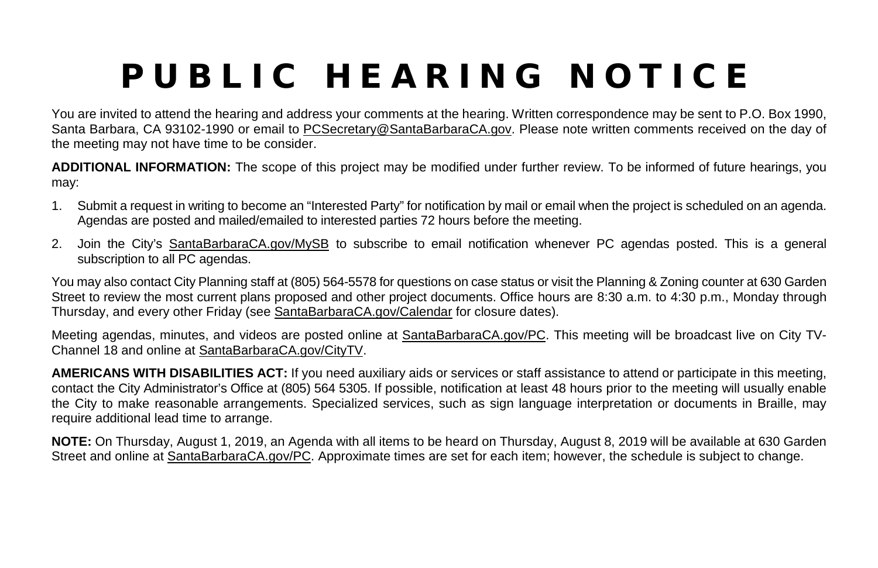# PUBLIC HEARING NOTICE

You are invited to attend the hearing and address your comments at the hearing. Written correspondence may be sent to P.O. Box 1990, Santa Barbara, CA 93102-1990 or email to PCSecretary@SantaBarbaraCA.gov. Please note written comments received on the day of the meeting may not have time to be consider.

**ADDITIONAL INFORMATION:** The scope of this project may be modified under further review. To be informed of future hearings, you may:

1. Submit a request in writing to become an "Interested Party" for notification by mail or email when the project is scheduled on an agenda. Agendas are posted and mailed/emailed to interested parties 72 hours before the meeting.
2. Join the City's SantaBarbaraCA.gov/MySB to subscribe to email notification whenever PC agendas posted. This is a general subscription to all PC agendas.

You may also contact City Planning staff at (805) 564-5578 for questions on case status or visit the Planning & Zoning counter at 630 Garden Street to review the most current plans proposed and other project documents. Office hours are 8:30 a.m. to 4:30 p.m., Monday through Thursday, and every other Friday (see SantaBarbaraCA.gov/Calendar for closure dates).

Meeting agendas, minutes, and videos are posted online at SantaBarbaraCA.gov/PC. This meeting will be broadcast live on City TV-Channel 18 and online at SantaBarbaraCA.gov/CityTV.

**AMERICANS WITH DISABILITIES ACT:** If you need auxiliary aids or services or staff assistance to attend or participate in this meeting, contact the City Administrator's Office at (805) 564 5305. If possible, notification at least 48 hours prior to the meeting will usually enable the City to make reasonable arrangements. Specialized services, such as sign language interpretation or documents in Braille, may require additional lead time to arrange.

**NOTE:** On Thursday, August 1, 2019, an Agenda with all items to be heard on Thursday, August 8, 2019 will be available at 630 Garden Street and online at SantaBarbaraCA.gov/PC. Approximate times are set for each item; however, the schedule is subject to change.